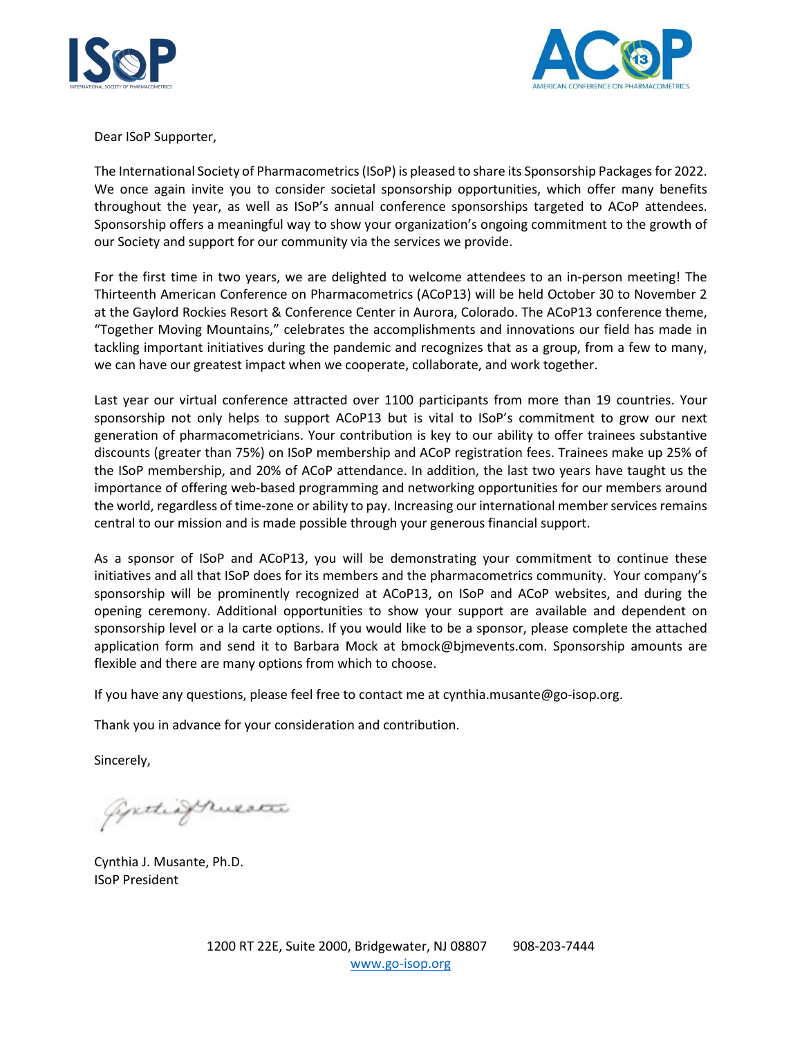Dear ISoP Supporter,

The International Society of Pharmacometrics (ISoP) is pleased to share its Sponsorship Packages for 2022. We once again invite you to consider societal sponsorship opportunities, which offer many benefits throughout the year, as well as ISoP's annual conference sponsorships targeted to ACoP attendees. Sponsorship offers a meaningful way to show your organization's ongoing commitment to the growth of our Society and support for our community via the services we provide.

For the first time in two years, we are delighted to welcome attendees to an in-person meeting! The Thirteenth American Conference on Pharmacometrics (ACoP13) will be held October 30 to November 2 at the Gaylord Rockies Resort & Conference Center in Aurora, Colorado. The ACoP13 conference theme, "Together Moving Mountains," celebrates the accomplishments and innovations our field has made in tackling important initiatives during the pandemic and recognizes that as a group, from a few to many, we can have our greatest impact when we cooperate, collaborate, and work together.

Last year our virtual conference attracted over 1100 participants from more than 19 countries. Your sponsorship not only helps to support ACoP13 but is vital to ISoP's commitment to grow our next generation of pharmacometricians. Your contribution is key to our ability to offer trainees substantive discounts (greater than 75%) on ISoP membership and ACoP registration fees. Trainees make up 25% of the ISoP membership, and 20% of ACoP attendance. In addition, the last two years have taught us the importance of offering web-based programming and networking opportunities for our members around the world, regardless of time-zone or ability to pay. Increasing our international member services remains central to our mission and is made possible through your generous financial support.

As a sponsor of ISoP and ACoP13, you will be demonstrating your commitment to continue these initiatives and all that ISoP does for its members and the pharmacometrics community. Your company's sponsorship will be prominently recognized at ACoP13, on ISoP and ACoP websites, and during the opening ceremony. Additional opportunities to show your support are available and dependent on sponsorship level or a la carte options. If you would like to be a sponsor, please complete the attached application form and send it to Barbara Mock at bmock@bjmevents.com. Sponsorship amounts are flexible and there are many options from which to choose.

If you have any questions, please feel free to contact me at cynthia.musante@go-isop.org.

Thank you in advance for your consideration and contribution.

Sincerely,

Cynthia J. Musante, Ph.D.
ISoP President

1200 RT 22E, Suite 2000, Bridgewater, NJ 08807 908-203-7444
www.go-isop.org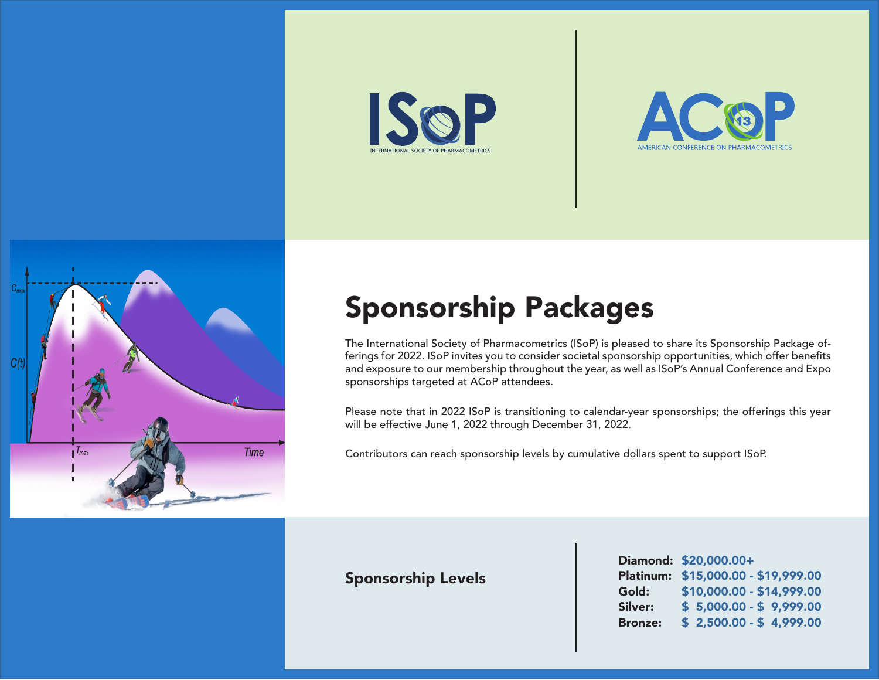ISoP

INTERNATIONAL SOCIETY OF PHARMACOMETRICS

ACoP 13

AMERICAN CONFERENCE ON PHARMACOMETRICS

# Sponsorship Packages

The International Society of Pharmacometrics (ISoP) is pleased to share its Sponsorship Package offerings for 2022. ISoP invites you to consider societal sponsorship opportunities, which offer benefits and exposure to our membership throughout the year, as well as ISoP's Annual Conference and Expo sponsorships targeted at ACoP attendees.

Please note that in 2022 ISoP is transitioning to calendar-year sponsorships; the offerings this year will be effective June 1, 2022 through December 31, 2022.

Contributors can reach sponsorship levels by cumulative dollars spent to support ISoP.

## Sponsorship Levels

| Level | Amount |
| --- | --- |
| **Diamond:** | $20,000.00+ |
| **Platinum:** | $15,000.00 - $19,999.00 |
| **Gold:** | $10,000.00 - $14,999.00 |
| **Silver:** | $ 5,000.00 - $ 9,999.00 |
| **Bronze:** | $ 2,500.00 - $ 4,999.00 |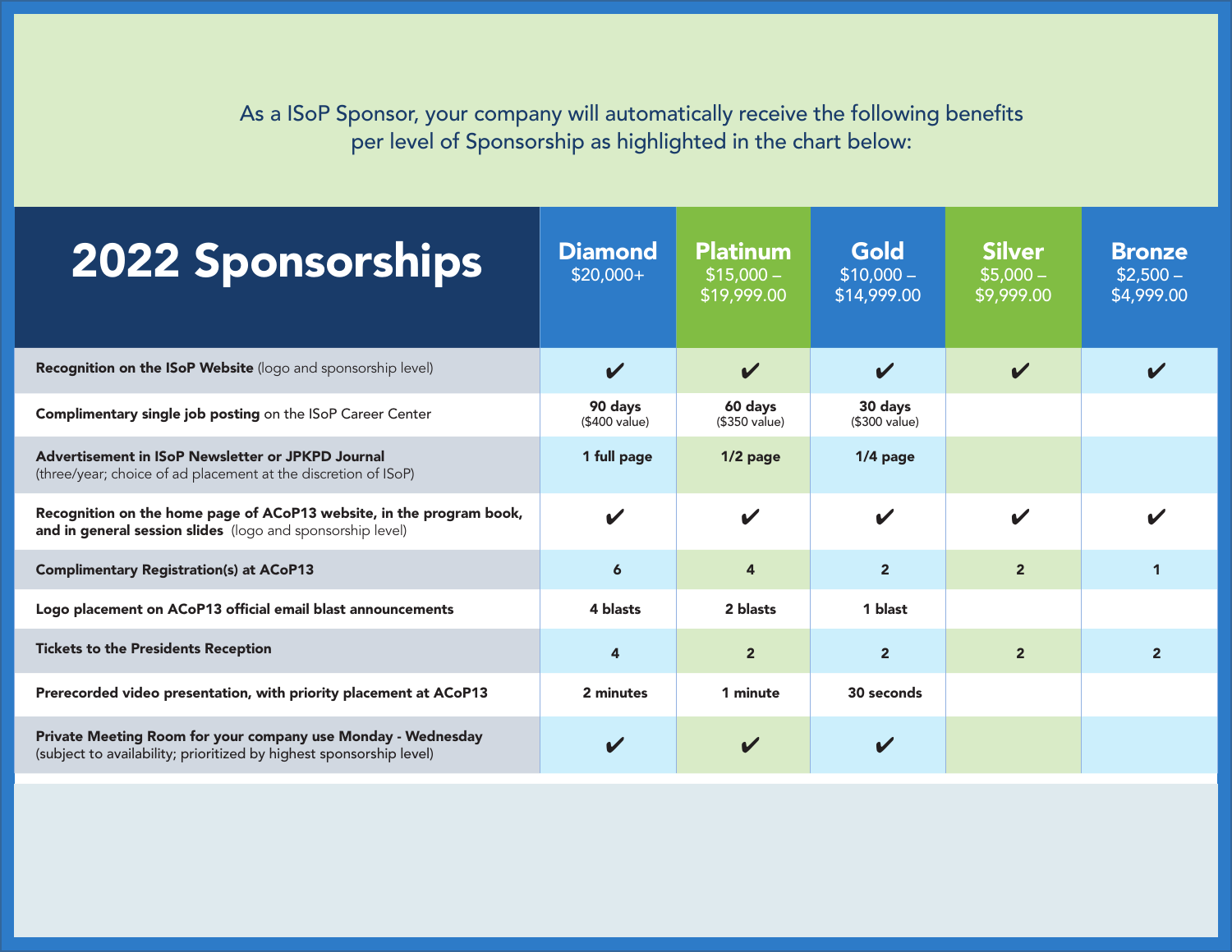As a ISoP Sponsor, your company will automatically receive the following benefits per level of Sponsorship as highlighted in the chart below:

| 2022 Sponsorships | Diamond $20,000+ | Platinum $15,000 – $19,999.00 | Gold $10,000 – $14,999.00 | Silver $5,000 – $9,999.00 | Bronze $2,500 – $4,999.00 |
|---|---|---|---|---|---|
| **Recognition on the ISoP Website** (logo and sponsorship level) | ✔ | ✔ | ✔ | ✔ | ✔ |
| **Complimentary single job posting** on the ISoP Career Center | **90 days** ($400 value) | **60 days** ($350 value) | **30 days** ($300 value) | | |
| **Advertisement in ISoP Newsletter or JPKPD Journal** (three/year; choice of ad placement at the discretion of ISoP) | **1 full page** | **1/2 page** | **1/4 page** | | |
| **Recognition on the home page of ACoP13 website, in the program book, and in general session slides** (logo and sponsorship level) | ✔ | ✔ | ✔ | ✔ | ✔ |
| **Complimentary Registration(s) at ACoP13** | **6** | **4** | **2** | **2** | **1** |
| **Logo placement on ACoP13 official email blast announcements** | **4 blasts** | **2 blasts** | **1 blast** | | |
| **Tickets to the Presidents Reception** | **4** | **2** | **2** | **2** | **2** |
| **Prerecorded video presentation, with priority placement at ACoP13** | **2 minutes** | **1 minute** | **30 seconds** | | |
| **Private Meeting Room for your company use Monday - Wednesday** (subject to availability; prioritized by highest sponsorship level) | ✔ | ✔ | ✔ | | |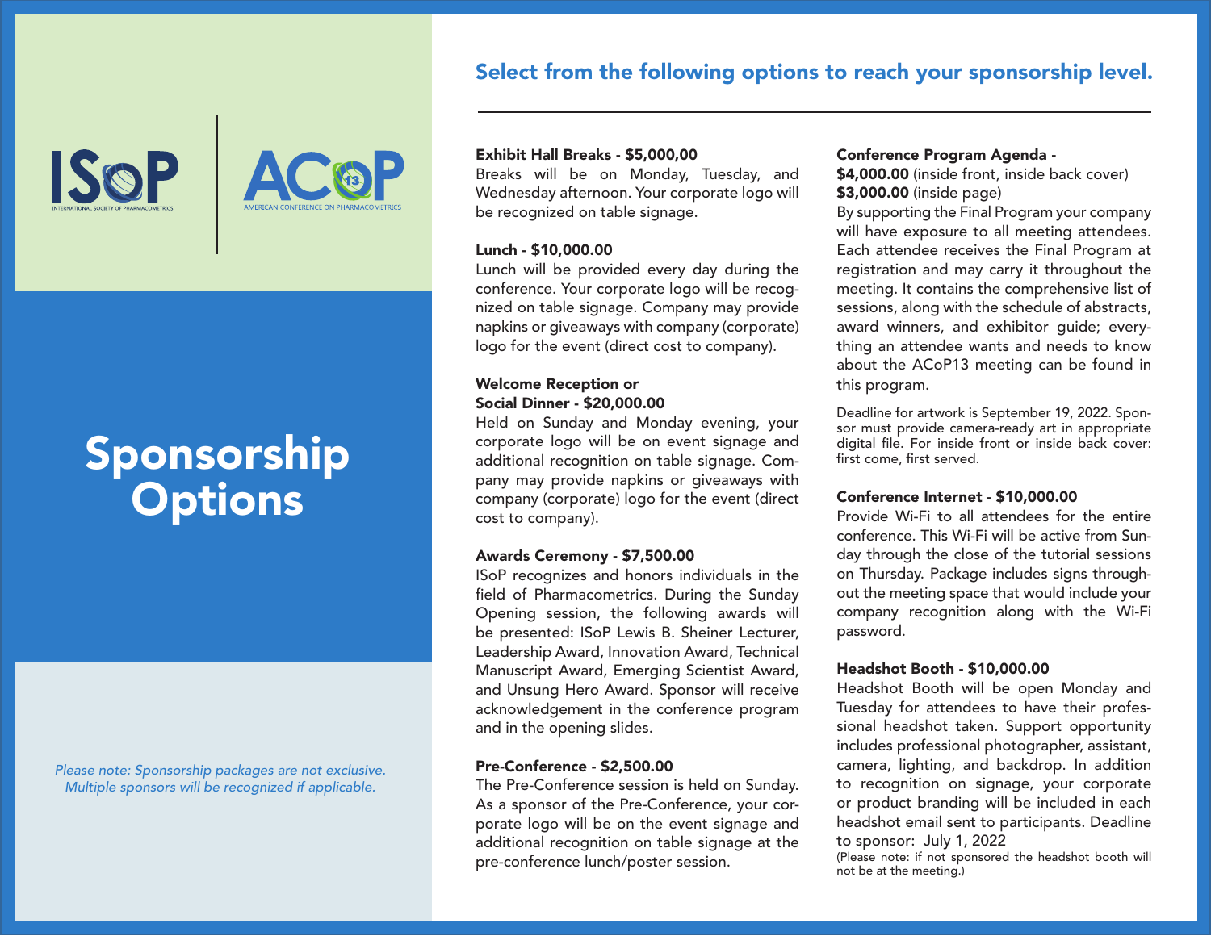ISoP
INTERNATIONAL SOCIETY OF PHARMACOMETRICS

ACoP 13
AMERICAN CONFERENCE ON PHARMACOMETRICS

# Sponsorship Options

*Please note: Sponsorship packages are not exclusive. Multiple sponsors will be recognized if applicable.*

## Select from the following options to reach your sponsorship level.

**Exhibit Hall Breaks - $5,000,00**
Breaks will be on Monday, Tuesday, and Wednesday afternoon. Your corporate logo will be recognized on table signage.

**Lunch - $10,000.00**
Lunch will be provided every day during the conference. Your corporate logo will be recognized on table signage. Company may provide napkins or giveaways with company (corporate) logo for the event (direct cost to company).

**Welcome Reception or Social Dinner - $20,000.00**
Held on Sunday and Monday evening, your corporate logo will be on event signage and additional recognition on table signage. Company may provide napkins or giveaways with company (corporate) logo for the event (direct cost to company).

**Awards Ceremony - $7,500.00**
ISoP recognizes and honors individuals in the field of Pharmacometrics. During the Sunday Opening session, the following awards will be presented: ISoP Lewis B. Sheiner Lecturer, Leadership Award, Innovation Award, Technical Manuscript Award, Emerging Scientist Award, and Unsung Hero Award. Sponsor will receive acknowledgement in the conference program and in the opening slides.

**Pre-Conference - $2,500.00**
The Pre-Conference session is held on Sunday. As a sponsor of the Pre-Conference, your corporate logo will be on the event signage and additional recognition on table signage at the pre-conference lunch/poster session.

**Conference Program Agenda -**
**$4,000.00** (inside front, inside back cover)
**$3,000.00** (inside page)
By supporting the Final Program your company will have exposure to all meeting attendees. Each attendee receives the Final Program at registration and may carry it throughout the meeting. It contains the comprehensive list of sessions, along with the schedule of abstracts, award winners, and exhibitor guide; everything an attendee wants and needs to know about the ACoP13 meeting can be found in this program.

Deadline for artwork is September 19, 2022. Sponsor must provide camera-ready art in appropriate digital file. For inside front or inside back cover: first come, first served.

**Conference Internet - $10,000.00**
Provide Wi-Fi to all attendees for the entire conference. This Wi-Fi will be active from Sunday through the close of the tutorial sessions on Thursday. Package includes signs throughout the meeting space that would include your company recognition along with the Wi-Fi password.

**Headshot Booth - $10,000.00**
Headshot Booth will be open Monday and Tuesday for attendees to have their professional headshot taken. Support opportunity includes professional photographer, assistant, camera, lighting, and backdrop. In addition to recognition on signage, your corporate or product branding will be included in each headshot email sent to participants. Deadline to sponsor: July 1, 2022
(Please note: if not sponsored the headshot booth will not be at the meeting.)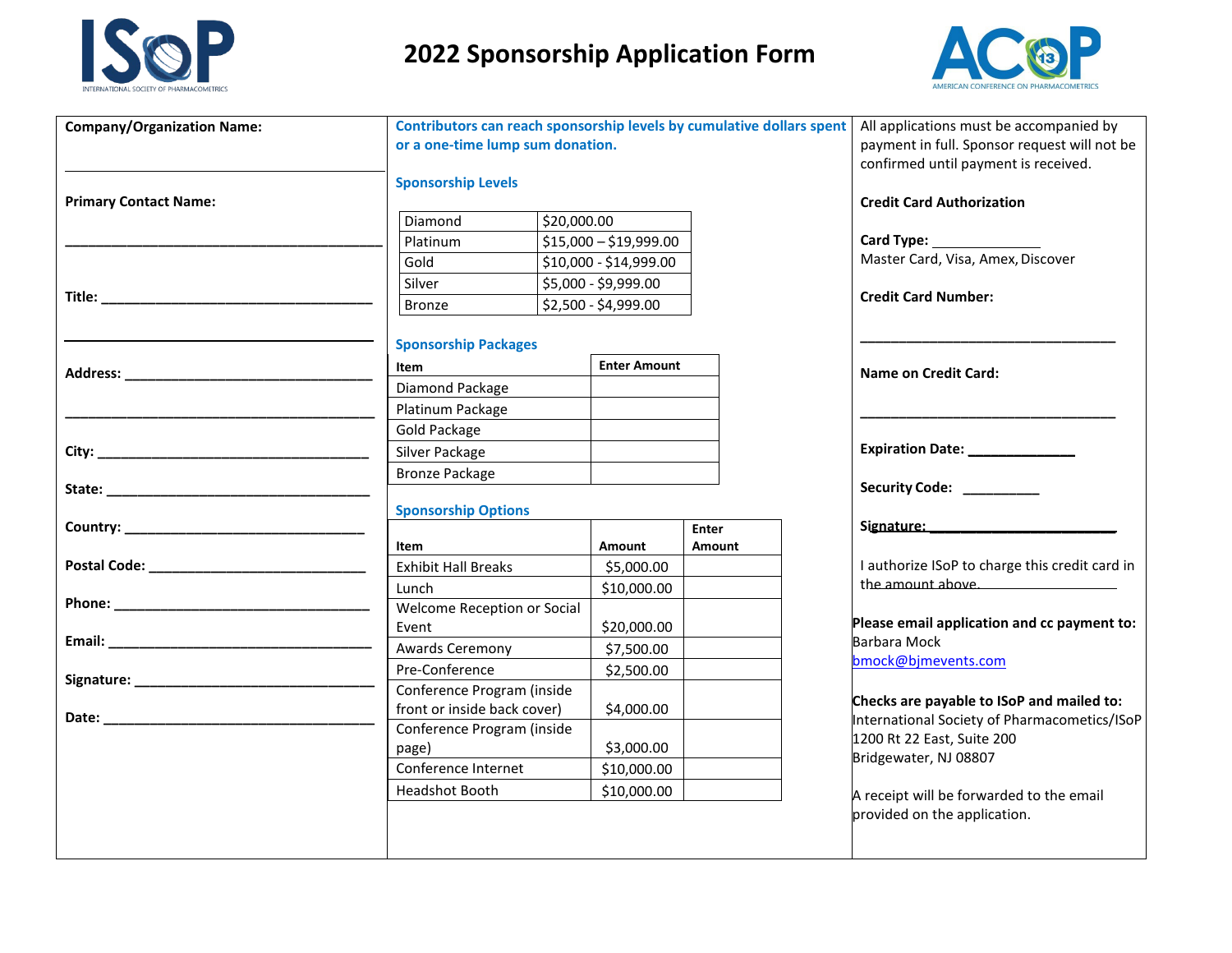# 2022 Sponsorship Application Form

**Company/Organization Name:**

______________________________________________

**Primary Contact Name:**

______________________________________________

**Title:** ____________________________________

______________________________________________

**Address:** __________________________________

______________________________________________

**City:** _____________________________________

**State:** ____________________________________

**Country:** __________________________________

**Postal Code:** _______________________________

**Phone:** ___________________________________

**Email:** ___________________________________

**Signature:** _________________________________

**Date:** _____________________________________

**Contributors can reach sponsorship levels by cumulative dollars spent or a one-time lump sum donation.**

## Sponsorship Levels

| | |
|---|---|
| Diamond | $20,000.00 |
| Platinum | $15,000 – $19,999.00 |
| Gold | $10,000 - $14,999.00 |
| Silver | $5,000 - $9,999.00 |
| Bronze | $2,500 - $4,999.00 |

## Sponsorship Packages

| Item | Enter Amount |
|---|---|
| Diamond Package | |
| Platinum Package | |
| Gold Package | |
| Silver Package | |
| Bronze Package | |

## Sponsorship Options

| Item | Amount | Enter Amount |
|---|---|---|
| Exhibit Hall Breaks | $5,000.00 | |
| Lunch | $10,000.00 | |
| Welcome Reception or Social Event | $20,000.00 | |
| Awards Ceremony | $7,500.00 | |
| Pre-Conference | $2,500.00 | |
| Conference Program (inside front or inside back cover) | $4,000.00 | |
| Conference Program (inside page) | $3,000.00 | |
| Conference Internet | $10,000.00 | |
| Headshot Booth | $10,000.00 | |

All applications must be accompanied by payment in full. Sponsor request will not be confirmed until payment is received.

**Credit Card Authorization**

**Card Type:** ______________
Master Card, Visa, Amex, Discover

**Credit Card Number:**

__________________________________

**Name on Credit Card:**

__________________________________

**Expiration Date:** ______________

**Security Code:** __________

**Signature:** ________________________

I authorize ISoP to charge this credit card in the amount above.

**Please email application and cc payment to:**
Barbara Mock
bmock@bjmevents.com

**Checks are payable to ISoP and mailed to:**
International Society of Pharmacometics/ISoP
1200 Rt 22 East, Suite 200
Bridgewater, NJ 08807

A receipt will be forwarded to the email provided on the application.